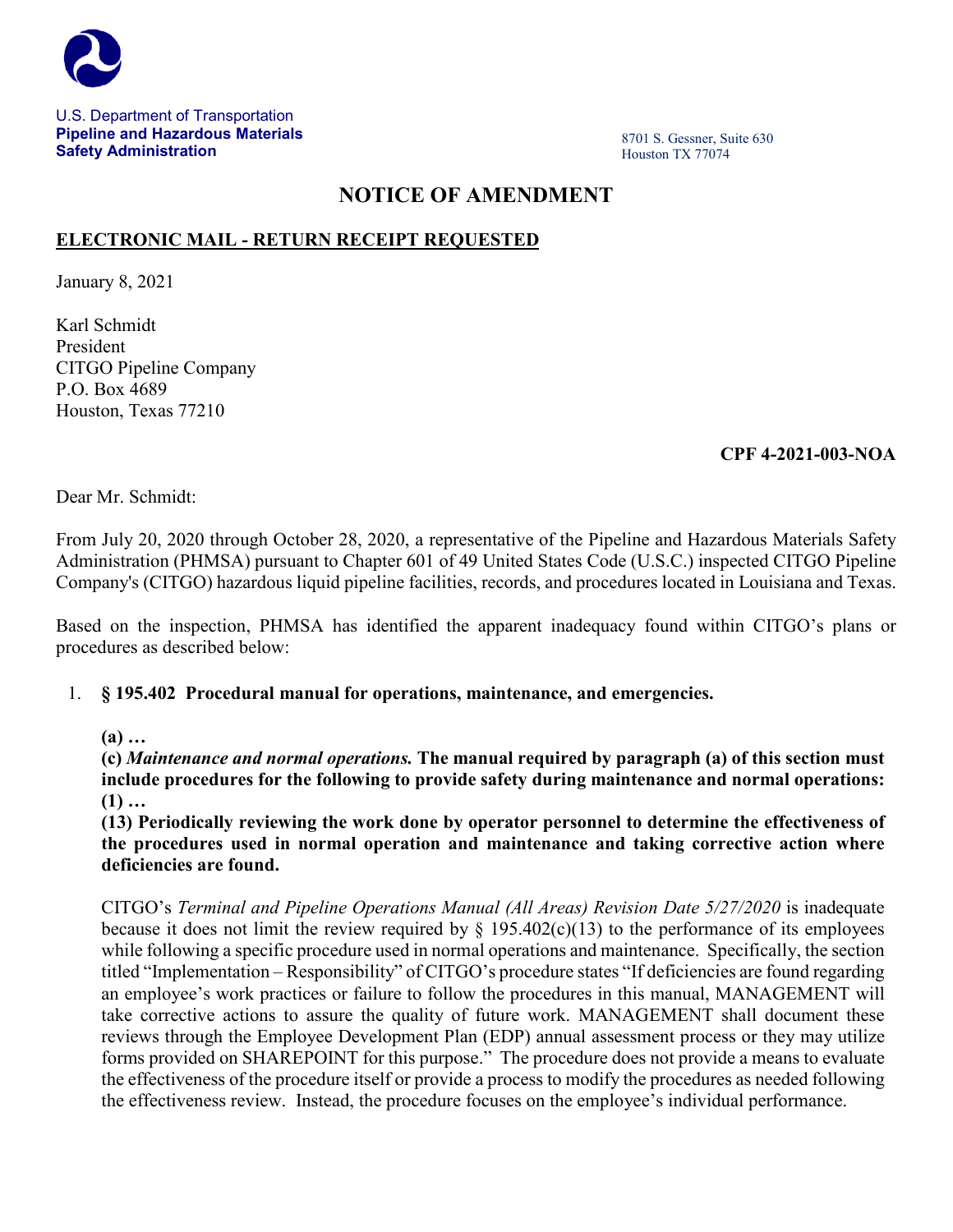U.S. Department of Transportation
**Pipeline and Hazardous Materials Safety Administration**

8701 S. Gessner, Suite 630
Houston TX 77074

# NOTICE OF AMENDMENT

**ELECTRONIC MAIL - RETURN RECEIPT REQUESTED**

January 8, 2021

Karl Schmidt
President
CITGO Pipeline Company
P.O. Box 4689
Houston, Texas 77210

**CPF 4-2021-003-NOA**

Dear Mr. Schmidt:

From July 20, 2020 through October 28, 2020, a representative of the Pipeline and Hazardous Materials Safety Administration (PHMSA) pursuant to Chapter 601 of 49 United States Code (U.S.C.) inspected CITGO Pipeline Company's (CITGO) hazardous liquid pipeline facilities, records, and procedures located in Louisiana and Texas.

Based on the inspection, PHMSA has identified the apparent inadequacy found within CITGO's plans or procedures as described below:

1. **§ 195.402 Procedural manual for operations, maintenance, and emergencies.**

   **(a) …**
   **(c)** ***Maintenance and normal operations.*** **The manual required by paragraph (a) of this section must include procedures for the following to provide safety during maintenance and normal operations:**
   **(1) …**
   **(13) Periodically reviewing the work done by operator personnel to determine the effectiveness of the procedures used in normal operation and maintenance and taking corrective action where deficiencies are found.**

   CITGO's *Terminal and Pipeline Operations Manual (All Areas) Revision Date 5/27/2020* is inadequate because it does not limit the review required by § 195.402(c)(13) to the performance of its employees while following a specific procedure used in normal operations and maintenance. Specifically, the section titled "Implementation – Responsibility" of CITGO's procedure states "If deficiencies are found regarding an employee's work practices or failure to follow the procedures in this manual, MANAGEMENT will take corrective actions to assure the quality of future work. MANAGEMENT shall document these reviews through the Employee Development Plan (EDP) annual assessment process or they may utilize forms provided on SHAREPOINT for this purpose." The procedure does not provide a means to evaluate the effectiveness of the procedure itself or provide a process to modify the procedures as needed following the effectiveness review. Instead, the procedure focuses on the employee's individual performance.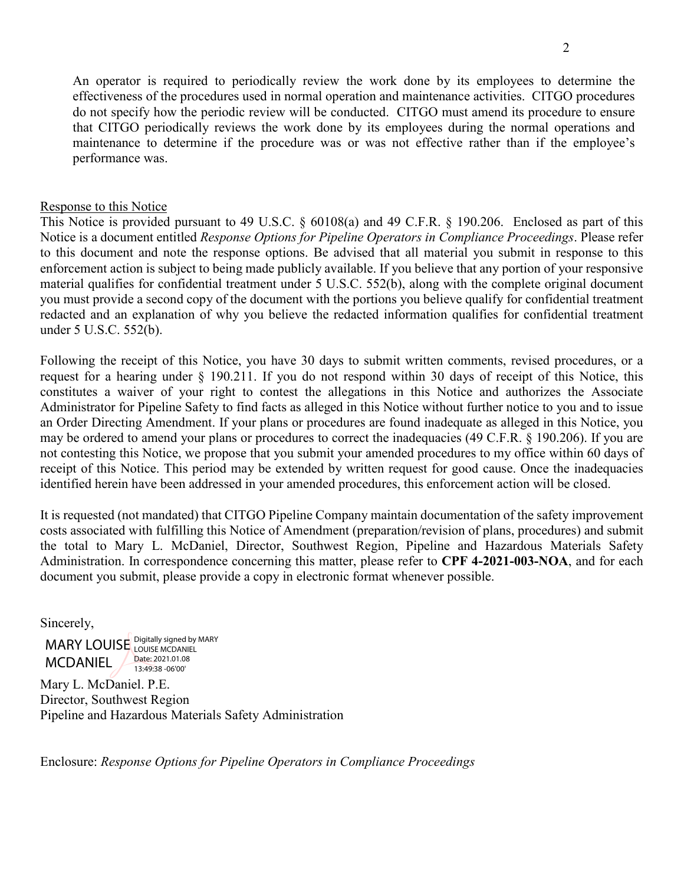An operator is required to periodically review the work done by its employees to determine the effectiveness of the procedures used in normal operation and maintenance activities. CITGO procedures do not specify how the periodic review will be conducted. CITGO must amend its procedure to ensure that CITGO periodically reviews the work done by its employees during the normal operations and maintenance to determine if the procedure was or was not effective rather than if the employee's performance was.

Response to this Notice

This Notice is provided pursuant to 49 U.S.C. § 60108(a) and 49 C.F.R. § 190.206. Enclosed as part of this Notice is a document entitled *Response Options for Pipeline Operators in Compliance Proceedings*. Please refer to this document and note the response options. Be advised that all material you submit in response to this enforcement action is subject to being made publicly available. If you believe that any portion of your responsive material qualifies for confidential treatment under 5 U.S.C. 552(b), along with the complete original document you must provide a second copy of the document with the portions you believe qualify for confidential treatment redacted and an explanation of why you believe the redacted information qualifies for confidential treatment under 5 U.S.C. 552(b).

Following the receipt of this Notice, you have 30 days to submit written comments, revised procedures, or a request for a hearing under § 190.211. If you do not respond within 30 days of receipt of this Notice, this constitutes a waiver of your right to contest the allegations in this Notice and authorizes the Associate Administrator for Pipeline Safety to find facts as alleged in this Notice without further notice to you and to issue an Order Directing Amendment. If your plans or procedures are found inadequate as alleged in this Notice, you may be ordered to amend your plans or procedures to correct the inadequacies (49 C.F.R. § 190.206). If you are not contesting this Notice, we propose that you submit your amended procedures to my office within 60 days of receipt of this Notice. This period may be extended by written request for good cause. Once the inadequacies identified herein have been addressed in your amended procedures, this enforcement action will be closed.

It is requested (not mandated) that CITGO Pipeline Company maintain documentation of the safety improvement costs associated with fulfilling this Notice of Amendment (preparation/revision of plans, procedures) and submit the total to Mary L. McDaniel, Director, Southwest Region, Pipeline and Hazardous Materials Safety Administration. In correspondence concerning this matter, please refer to **CPF 4-2021-003-NOA**, and for each document you submit, please provide a copy in electronic format whenever possible.

Sincerely,

MARY LOUISE MCDANIEL
Digitally signed by MARY LOUISE MCDANIEL
Date: 2021.01.08 13:49:38 -06'00'

Mary L. McDaniel. P.E.
Director, Southwest Region
Pipeline and Hazardous Materials Safety Administration

Enclosure: *Response Options for Pipeline Operators in Compliance Proceedings*